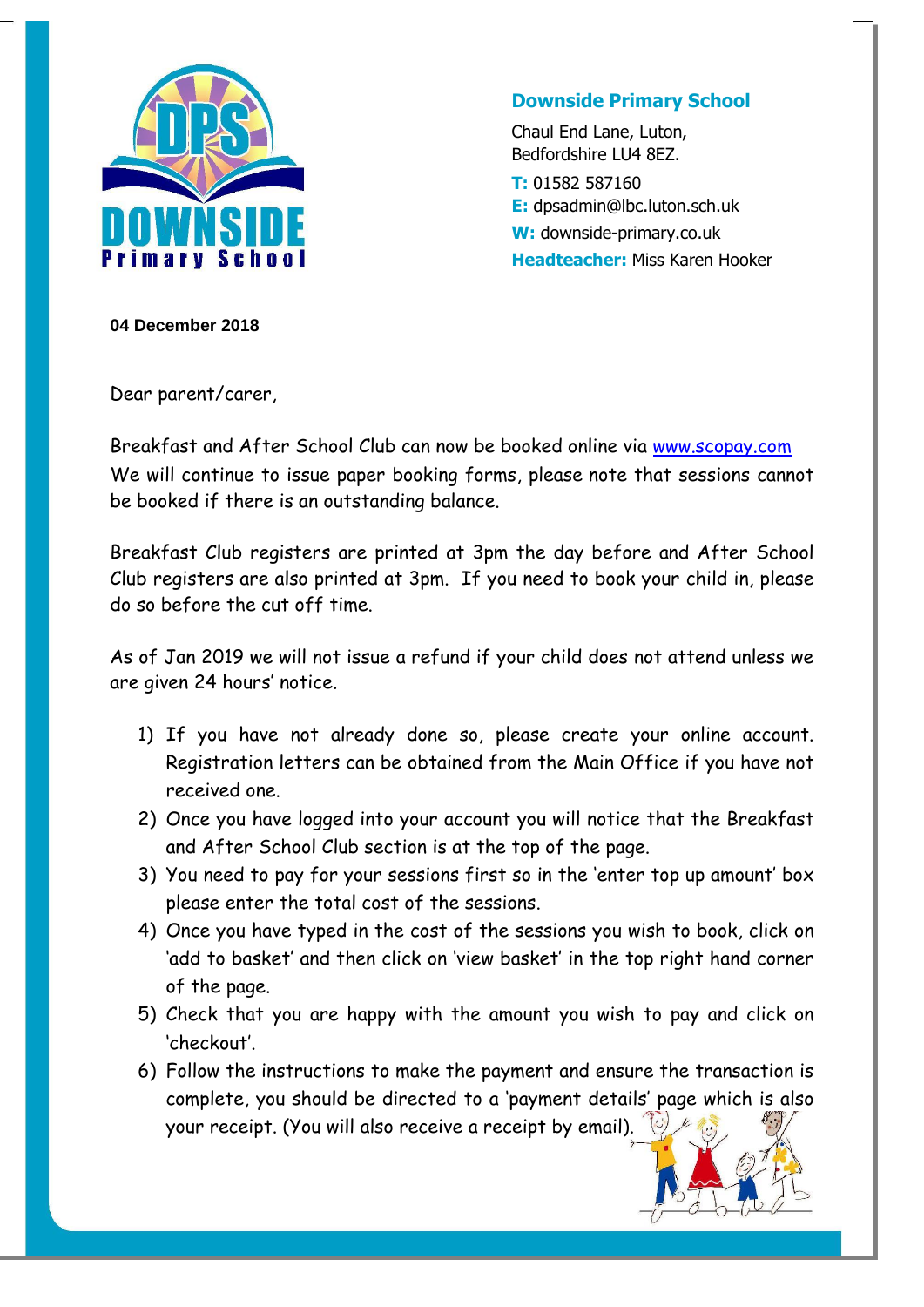**Downside Primary School**

Chaul End Lane, Luton,
Bedfordshire LU4 8EZ.

**T:** 01582 587160
**E:** dpsadmin@lbc.luton.sch.uk
**W:** downside-primary.co.uk
**Headteacher:** Miss Karen Hooker

**04 December 2018**

Dear parent/carer,

Breakfast and After School Club can now be booked online via [www.scopay.com](http://www.scopay.com)
We will continue to issue paper booking forms, please note that sessions cannot be booked if there is an outstanding balance.

Breakfast Club registers are printed at 3pm the day before and After School Club registers are also printed at 3pm. If you need to book your child in, please do so before the cut off time.

As of Jan 2019 we will not issue a refund if your child does not attend unless we are given 24 hours' notice.

1) If you have not already done so, please create your online account. Registration letters can be obtained from the Main Office if you have not received one.
2) Once you have logged into your account you will notice that the Breakfast and After School Club section is at the top of the page.
3) You need to pay for your sessions first so in the 'enter top up amount' box please enter the total cost of the sessions.
4) Once you have typed in the cost of the sessions you wish to book, click on 'add to basket' and then click on 'view basket' in the top right hand corner of the page.
5) Check that you are happy with the amount you wish to pay and click on 'checkout'.
6) Follow the instructions to make the payment and ensure the transaction is complete, you should be directed to a 'payment details' page which is also your receipt. (You will also receive a receipt by email).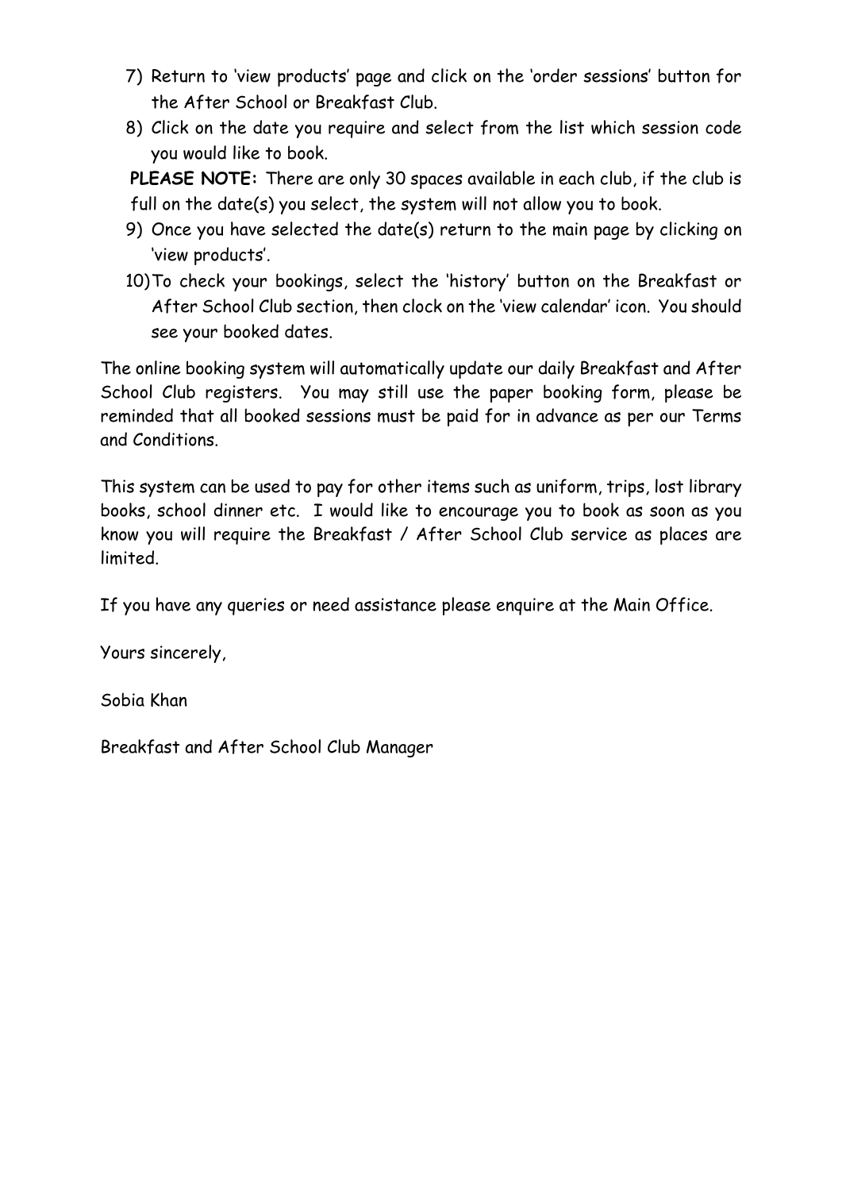7) Return to 'view products' page and click on the 'order sessions' button for the After School or Breakfast Club.
8) Click on the date you require and select from the list which session code you would like to book.

**PLEASE NOTE:** There are only 30 spaces available in each club, if the club is full on the date(s) you select, the system will not allow you to book.

9) Once you have selected the date(s) return to the main page by clicking on 'view products'.
10) To check your bookings, select the 'history' button on the Breakfast or After School Club section, then clock on the 'view calendar' icon. You should see your booked dates.

The online booking system will automatically update our daily Breakfast and After School Club registers. You may still use the paper booking form, please be reminded that all booked sessions must be paid for in advance as per our Terms and Conditions.

This system can be used to pay for other items such as uniform, trips, lost library books, school dinner etc. I would like to encourage you to book as soon as you know you will require the Breakfast / After School Club service as places are limited.

If you have any queries or need assistance please enquire at the Main Office.

Yours sincerely,

Sobia Khan

Breakfast and After School Club Manager